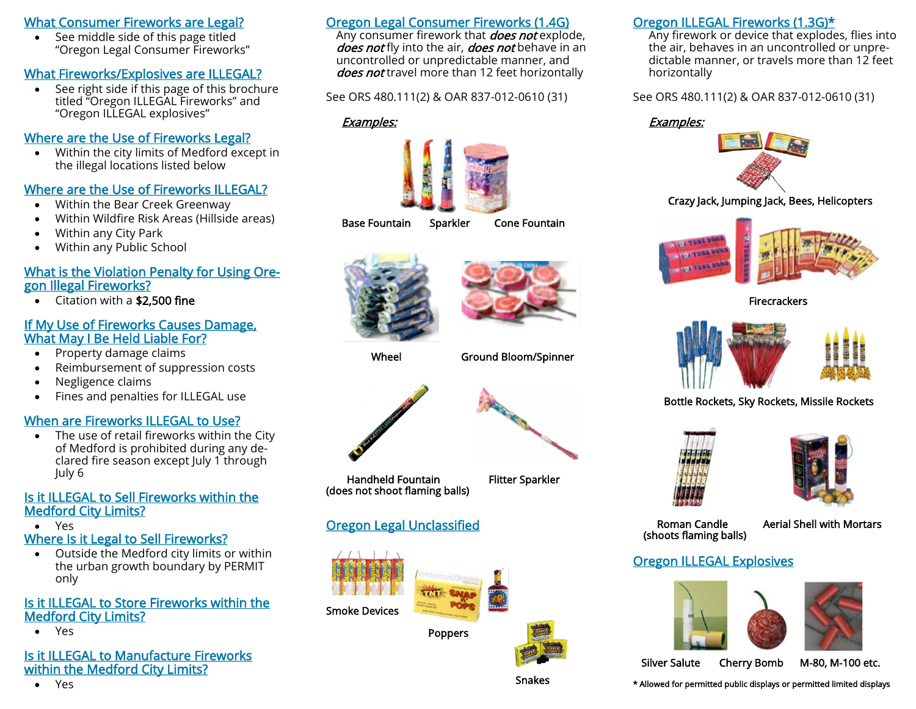## What Consumer Fireworks are Legal?

- See middle side of this page titled "Oregon Legal Consumer Fireworks"

## What Fireworks/Explosives are ILLEGAL?

- See right side if this page of this brochure titled "Oregon ILLEGAL Fireworks" and "Oregon ILLEGAL explosives"

## Where are the Use of Fireworks Legal?

- Within the city limits of Medford except in the illegal locations listed below

## Where are the Use of Fireworks ILLEGAL?

- Within the Bear Creek Greenway
- Within Wildfire Risk Areas (Hillside areas)
- Within any City Park
- Within any Public School

## What is the Violation Penalty for Using Oregon Illegal Fireworks?

- Citation with a **$2,500 fine**

## If My Use of Fireworks Causes Damage, What May I Be Held Liable For?

- Property damage claims
- Reimbursement of suppression costs
- Negligence claims
- Fines and penalties for ILLEGAL use

## When are Fireworks ILLEGAL to Use?

- The use of retail fireworks within the City of Medford is prohibited during any declared fire season except July 1 through July 6

## Is it ILLEGAL to Sell Fireworks within the Medford City Limits?

- Yes

## Where Is it Legal to Sell Fireworks?

- Outside the Medford city limits or within the urban growth boundary by PERMIT only

## Is it ILLEGAL to Store Fireworks within the Medford City Limits?

- Yes

## Is it ILLEGAL to Manufacture Fireworks within the Medford City Limits?

- Yes

## Oregon Legal Consumer Fireworks (1.4G)

Any consumer firework that ***does not*** explode, ***does not*** fly into the air, ***does not*** behave in an uncontrolled or unpredictable manner, and ***does not*** travel more than 12 feet horizontally

See ORS 480.111(2) & OAR 837-012-0610 (31)

***Examples:***

Base Fountain Sparkler Cone Fountain

Wheel

Ground Bloom/Spinner

Handheld Fountain (does not shoot flaming balls)

Flitter Sparkler

## Oregon Legal Unclassified

Smoke Devices

Poppers

Snakes

## Oregon ILLEGAL Fireworks (1.3G)*

Any firework or device that explodes, flies into the air, behaves in an uncontrolled or unpredictable manner, or travels more than 12 feet horizontally

See ORS 480.111(2) & OAR 837-012-0610 (31)

***Examples:***

Crazy Jack, Jumping Jack, Bees, Helicopters

Firecrackers

Bottle Rockets, Sky Rockets, Missile Rockets

Roman Candle (shoots flaming balls)

Aerial Shell with Mortars

## Oregon ILLEGAL Explosives

Silver Salute Cherry Bomb M-80, M-100 etc.

\* Allowed for permitted public displays or permitted limited displays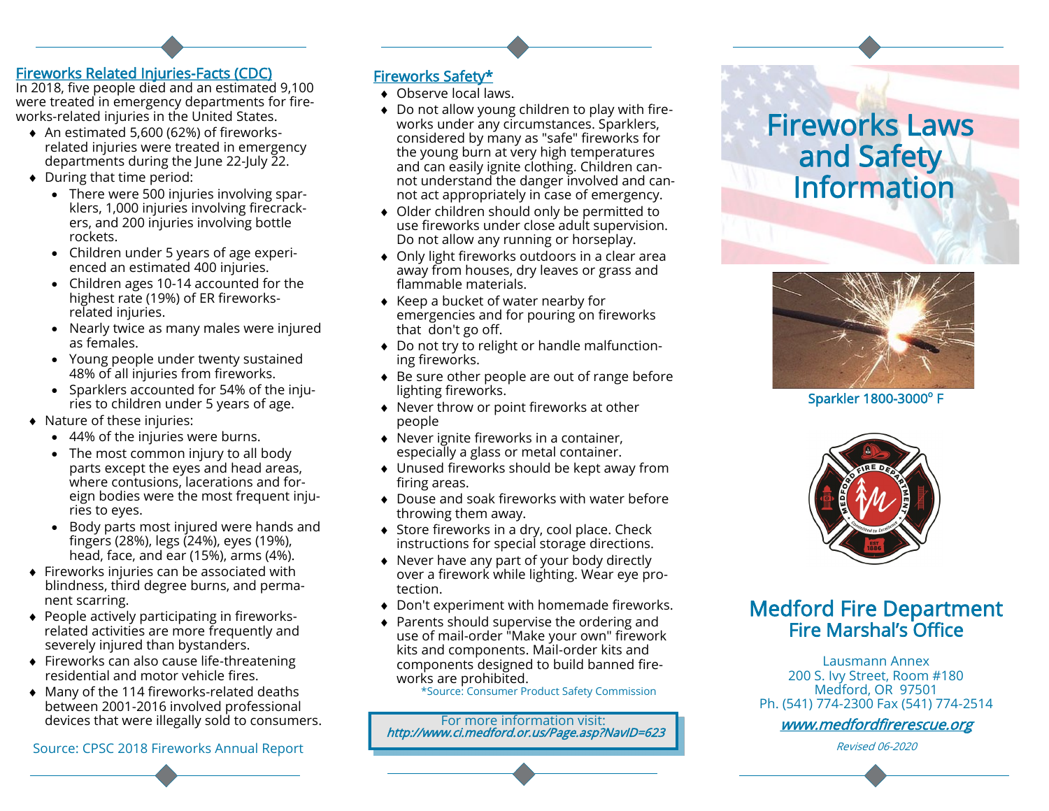## Fireworks Related Injuries-Facts (CDC)

In 2018, five people died and an estimated 9,100 were treated in emergency departments for fireworks-related injuries in the United States.

- An estimated 5,600 (62%) of fireworks-related injuries were treated in emergency departments during the June 22-July 22.
- During that time period:
  - There were 500 injuries involving sparklers, 1,000 injuries involving firecrackers, and 200 injuries involving bottle rockets.
  - Children under 5 years of age experienced an estimated 400 injuries.
  - Children ages 10-14 accounted for the highest rate (19%) of ER fireworks-related injuries.
  - Nearly twice as many males were injured as females.
  - Young people under twenty sustained 48% of all injuries from fireworks.
  - Sparklers accounted for 54% of the injuries to children under 5 years of age.
- Nature of these injuries:
  - 44% of the injuries were burns.
  - The most common injury to all body parts except the eyes and head areas, where contusions, lacerations and foreign bodies were the most frequent injuries to eyes.
  - Body parts most injured were hands and fingers (28%), legs (24%), eyes (19%), head, face, and ear (15%), arms (4%).
- Fireworks injuries can be associated with blindness, third degree burns, and permanent scarring.
- People actively participating in fireworks-related activities are more frequently and severely injured than bystanders.
- Fireworks can also cause life-threatening residential and motor vehicle fires.
- Many of the 114 fireworks-related deaths between 2001-2016 involved professional devices that were illegally sold to consumers.

Source: CPSC 2018 Fireworks Annual Report

## Fireworks Safety*

- Observe local laws.
- Do not allow young children to play with fireworks under any circumstances. Sparklers, considered by many as "safe" fireworks for the young burn at very high temperatures and can easily ignite clothing. Children cannot understand the danger involved and cannot act appropriately in case of emergency.
- Older children should only be permitted to use fireworks under close adult supervision. Do not allow any running or horseplay.
- Only light fireworks outdoors in a clear area away from houses, dry leaves or grass and flammable materials.
- Keep a bucket of water nearby for emergencies and for pouring on fireworks that don't go off.
- Do not try to relight or handle malfunctioning fireworks.
- Be sure other people are out of range before lighting fireworks.
- Never throw or point fireworks at other people
- Never ignite fireworks in a container, especially a glass or metal container.
- Unused fireworks should be kept away from firing areas.
- Douse and soak fireworks with water before throwing them away.
- Store fireworks in a dry, cool place. Check instructions for special storage directions.
- Never have any part of your body directly over a firework while lighting. Wear eye protection.
- Don't experiment with homemade fireworks.
- Parents should supervise the ordering and use of mail-order "Make your own" firework kits and components. Mail-order kits and components designed to build banned fireworks are prohibited.

*Source: Consumer Product Safety Commission

For more information visit:
*http://www.ci.medford.or.us/Page.asp?NavID=623*

# Fireworks Laws and Safety Information

Sparkler 1800-3000° F

## Medford Fire Department
### Fire Marshal's Office

Lausmann Annex
200 S. Ivy Street, Room #180
Medford, OR 97501
Ph. (541) 774-2300 Fax (541) 774-2514

*www.medfordfirerescue.org*

*Revised 06-2020*